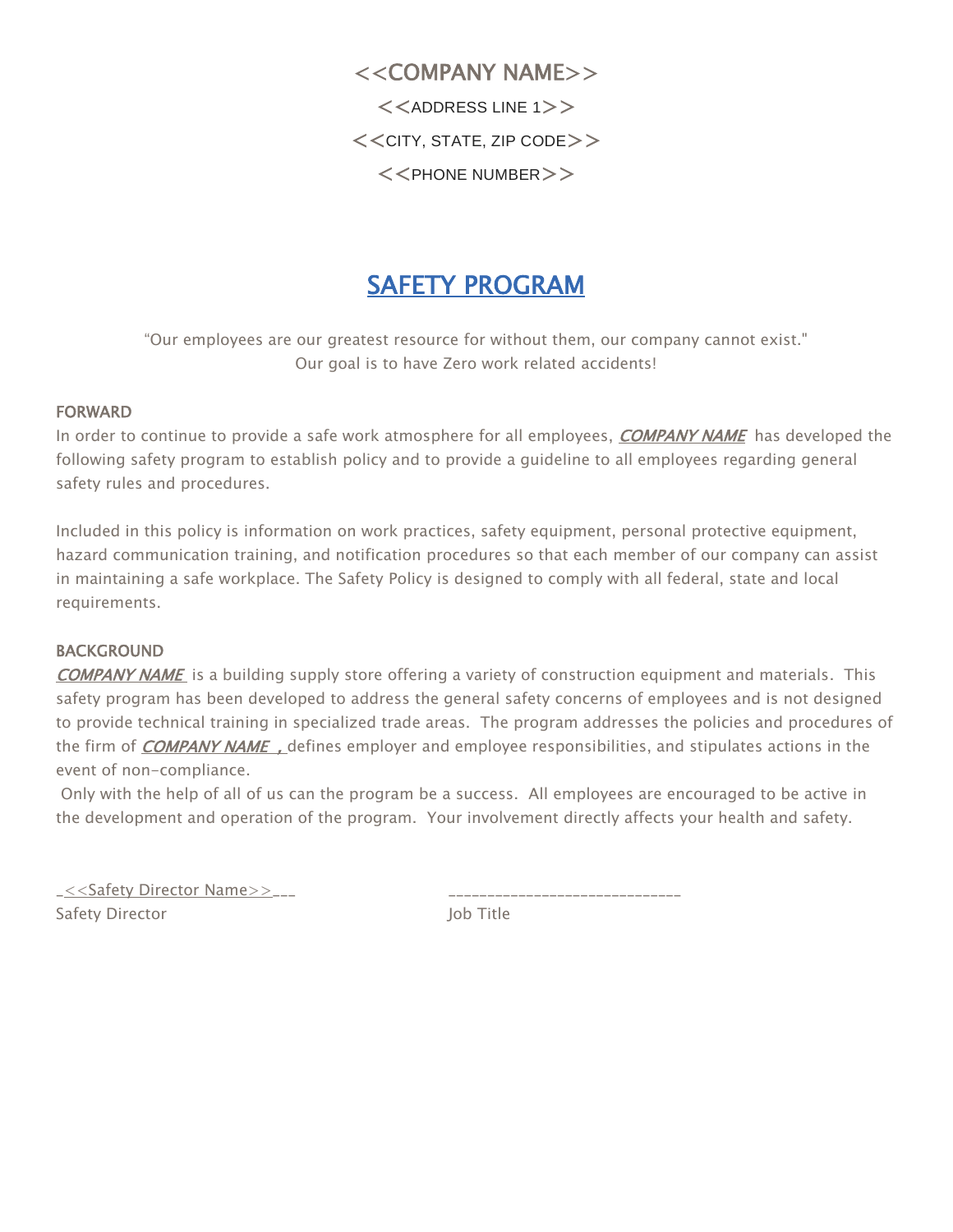<<COMPANY NAME>>

<<ADDRESS LINE 1>>

<<CITY, STATE, ZIP CODE>>

<<PHONE NUMBER>>

# SAFETY PROGRAM

"Our employees are our greatest resource for without them, our company cannot exist."
Our goal is to have Zero work related accidents!

## FORWARD

In order to continue to provide a safe work atmosphere for all employees, ***COMPANY NAME*** has developed the following safety program to establish policy and to provide a guideline to all employees regarding general safety rules and procedures.

Included in this policy is information on work practices, safety equipment, personal protective equipment, hazard communication training, and notification procedures so that each member of our company can assist in maintaining a safe workplace. The Safety Policy is designed to comply with all federal, state and local requirements.

## BACKGROUND

***COMPANY NAME*** is a building supply store offering a variety of construction equipment and materials. This safety program has been developed to address the general safety concerns of employees and is not designed to provide technical training in specialized trade areas. The program addresses the policies and procedures of the firm of ***COMPANY NAME ,*** defines employer and employee responsibilities, and stipulates actions in the event of non-compliance.

Only with the help of all of us can the program be a success. All employees are encouraged to be active in the development and operation of the program. Your involvement directly affects your health and safety.

_<<Safety Director Name>>___ ______________________________

Safety Director Job Title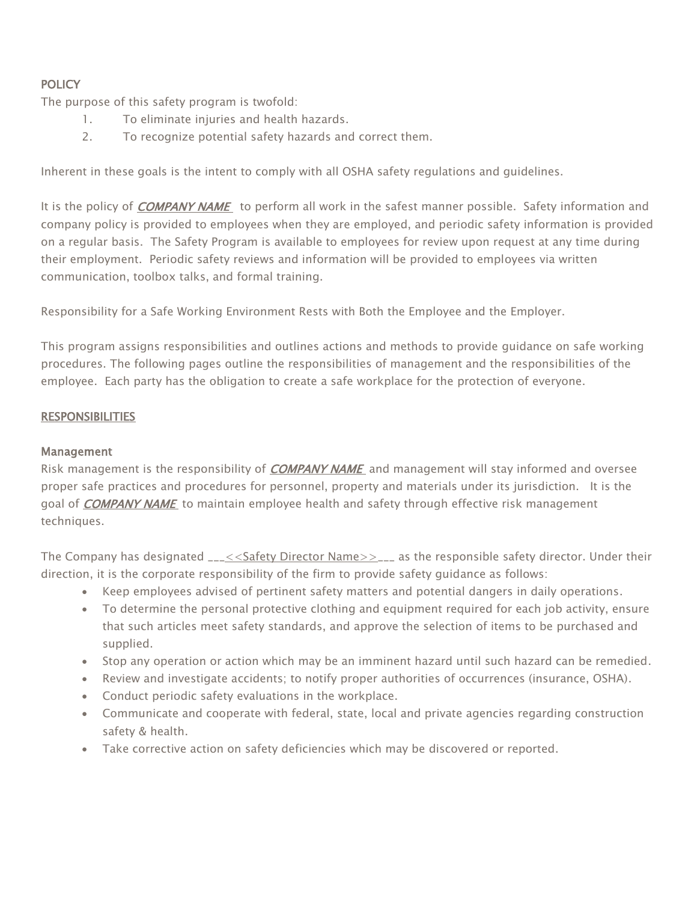## POLICY

The purpose of this safety program is twofold:

1. To eliminate injuries and health hazards.
2. To recognize potential safety hazards and correct them.

Inherent in these goals is the intent to comply with all OSHA safety regulations and guidelines.

It is the policy of ***COMPANY NAME*** to perform all work in the safest manner possible. Safety information and company policy is provided to employees when they are employed, and periodic safety information is provided on a regular basis. The Safety Program is available to employees for review upon request at any time during their employment. Periodic safety reviews and information will be provided to employees via written communication, toolbox talks, and formal training.

Responsibility for a Safe Working Environment Rests with Both the Employee and the Employer.

This program assigns responsibilities and outlines actions and methods to provide guidance on safe working procedures. The following pages outline the responsibilities of management and the responsibilities of the employee. Each party has the obligation to create a safe workplace for the protection of everyone.

## RESPONSIBILITIES

### Management

Risk management is the responsibility of ***COMPANY NAME*** and management will stay informed and oversee proper safe practices and procedures for personnel, property and materials under its jurisdiction. It is the goal of ***COMPANY NAME*** to maintain employee health and safety through effective risk management techniques.

The Company has designated ___<<Safety Director Name>>___ as the responsible safety director. Under their direction, it is the corporate responsibility of the firm to provide safety guidance as follows:

- Keep employees advised of pertinent safety matters and potential dangers in daily operations.
- To determine the personal protective clothing and equipment required for each job activity, ensure that such articles meet safety standards, and approve the selection of items to be purchased and supplied.
- Stop any operation or action which may be an imminent hazard until such hazard can be remedied.
- Review and investigate accidents; to notify proper authorities of occurrences (insurance, OSHA).
- Conduct periodic safety evaluations in the workplace.
- Communicate and cooperate with federal, state, local and private agencies regarding construction safety & health.
- Take corrective action on safety deficiencies which may be discovered or reported.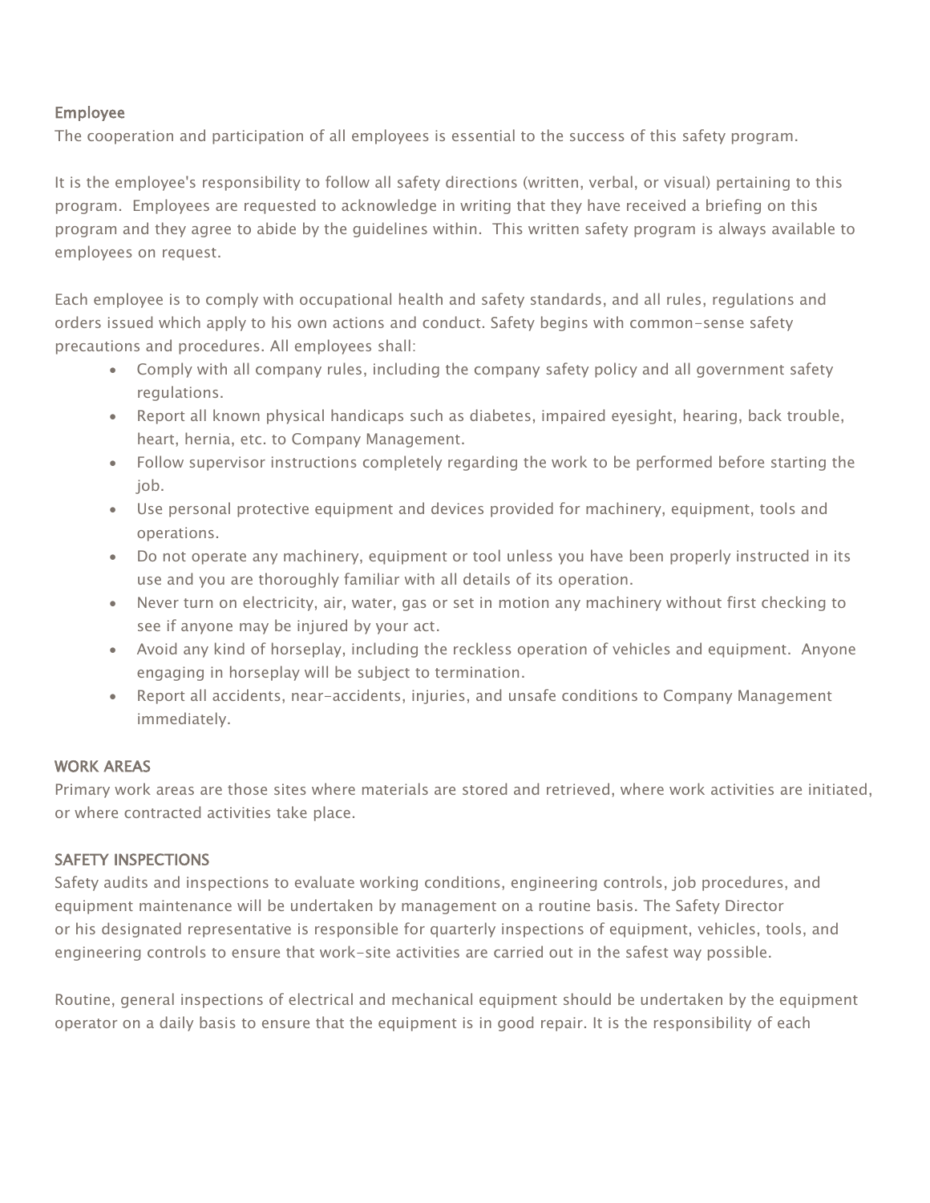### Employee

The cooperation and participation of all employees is essential to the success of this safety program.

It is the employee's responsibility to follow all safety directions (written, verbal, or visual) pertaining to this program. Employees are requested to acknowledge in writing that they have received a briefing on this program and they agree to abide by the guidelines within. This written safety program is always available to employees on request.

Each employee is to comply with occupational health and safety standards, and all rules, regulations and orders issued which apply to his own actions and conduct. Safety begins with common-sense safety precautions and procedures. All employees shall:

- Comply with all company rules, including the company safety policy and all government safety regulations.
- Report all known physical handicaps such as diabetes, impaired eyesight, hearing, back trouble, heart, hernia, etc. to Company Management.
- Follow supervisor instructions completely regarding the work to be performed before starting the job.
- Use personal protective equipment and devices provided for machinery, equipment, tools and operations.
- Do not operate any machinery, equipment or tool unless you have been properly instructed in its use and you are thoroughly familiar with all details of its operation.
- Never turn on electricity, air, water, gas or set in motion any machinery without first checking to see if anyone may be injured by your act.
- Avoid any kind of horseplay, including the reckless operation of vehicles and equipment. Anyone engaging in horseplay will be subject to termination.
- Report all accidents, near-accidents, injuries, and unsafe conditions to Company Management immediately.

### WORK AREAS

Primary work areas are those sites where materials are stored and retrieved, where work activities are initiated, or where contracted activities take place.

### SAFETY INSPECTIONS

Safety audits and inspections to evaluate working conditions, engineering controls, job procedures, and equipment maintenance will be undertaken by management on a routine basis. The Safety Director or his designated representative is responsible for quarterly inspections of equipment, vehicles, tools, and engineering controls to ensure that work-site activities are carried out in the safest way possible.

Routine, general inspections of electrical and mechanical equipment should be undertaken by the equipment operator on a daily basis to ensure that the equipment is in good repair. It is the responsibility of each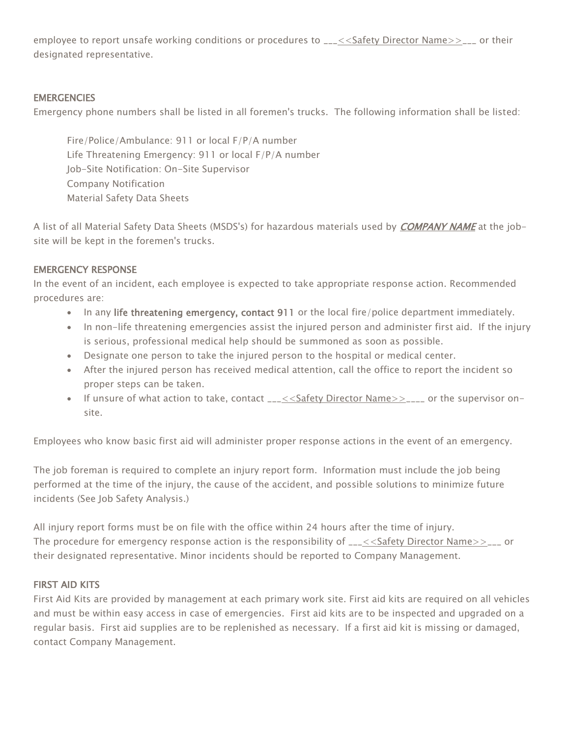employee to report unsafe working conditions or procedures to ___<<Safety Director Name>>___ or their designated representative.

### EMERGENCIES

Emergency phone numbers shall be listed in all foremen's trucks. The following information shall be listed:

Fire/Police/Ambulance: 911 or local F/P/A number
Life Threatening Emergency: 911 or local F/P/A number
Job-Site Notification: On-Site Supervisor
Company Notification
Material Safety Data Sheets

A list of all Material Safety Data Sheets (MSDS's) for hazardous materials used by ***COMPANY NAME*** at the job-site will be kept in the foremen's trucks.

### EMERGENCY RESPONSE

In the event of an incident, each employee is expected to take appropriate response action. Recommended procedures are:

- In any life threatening emergency, contact 911 or the local fire/police department immediately.
- In non-life threatening emergencies assist the injured person and administer first aid. If the injury is serious, professional medical help should be summoned as soon as possible.
- Designate one person to take the injured person to the hospital or medical center.
- After the injured person has received medical attention, call the office to report the incident so proper steps can be taken.
- If unsure of what action to take, contact ___<<Safety Director Name>>____ or the supervisor on-site.

Employees who know basic first aid will administer proper response actions in the event of an emergency.

The job foreman is required to complete an injury report form. Information must include the job being performed at the time of the injury, the cause of the accident, and possible solutions to minimize future incidents (See Job Safety Analysis.)

All injury report forms must be on file with the office within 24 hours after the time of injury.
The procedure for emergency response action is the responsibility of ___<<Safety Director Name>>___ or their designated representative. Minor incidents should be reported to Company Management.

### FIRST AID KITS

First Aid Kits are provided by management at each primary work site. First aid kits are required on all vehicles and must be within easy access in case of emergencies. First aid kits are to be inspected and upgraded on a regular basis. First aid supplies are to be replenished as necessary. If a first aid kit is missing or damaged, contact Company Management.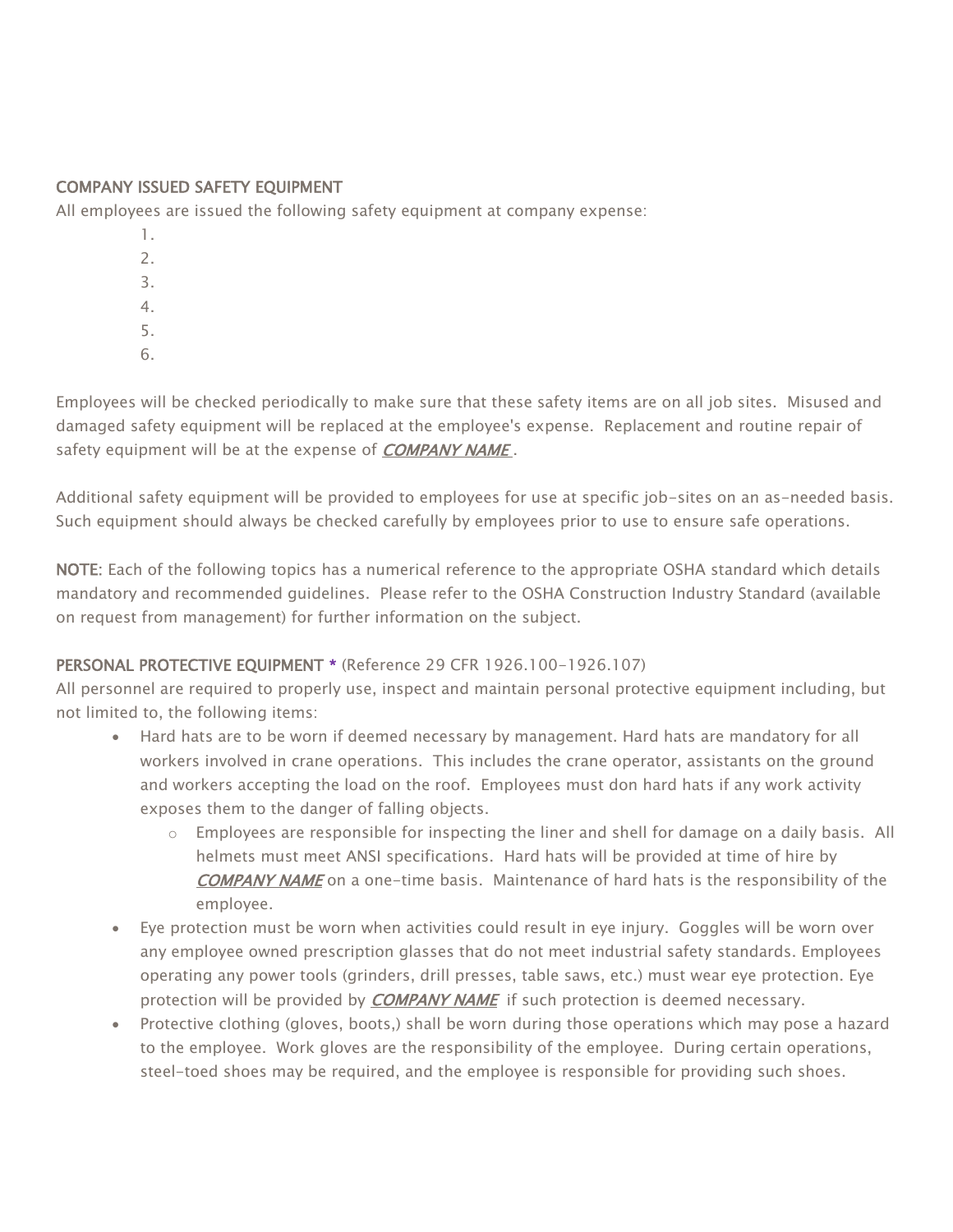## COMPANY ISSUED SAFETY EQUIPMENT

All employees are issued the following safety equipment at company expense:

1. 
2. 
3. 
4. 
5. 
6. 

Employees will be checked periodically to make sure that these safety items are on all job sites. Misused and damaged safety equipment will be replaced at the employee's expense. Replacement and routine repair of safety equipment will be at the expense of ***COMPANY NAME*** .

Additional safety equipment will be provided to employees for use at specific job-sites on an as-needed basis. Such equipment should always be checked carefully by employees prior to use to ensure safe operations.

**NOTE**: Each of the following topics has a numerical reference to the appropriate OSHA standard which details mandatory and recommended guidelines. Please refer to the OSHA Construction Industry Standard (available on request from management) for further information on the subject.

## PERSONAL PROTECTIVE EQUIPMENT * (Reference 29 CFR 1926.100-1926.107)

All personnel are required to properly use, inspect and maintain personal protective equipment including, but not limited to, the following items:

- Hard hats are to be worn if deemed necessary by management. Hard hats are mandatory for all workers involved in crane operations. This includes the crane operator, assistants on the ground and workers accepting the load on the roof. Employees must don hard hats if any work activity exposes them to the danger of falling objects.
    - Employees are responsible for inspecting the liner and shell for damage on a daily basis. All helmets must meet ANSI specifications. Hard hats will be provided at time of hire by ***COMPANY NAME*** on a one-time basis. Maintenance of hard hats is the responsibility of the employee.
- Eye protection must be worn when activities could result in eye injury. Goggles will be worn over any employee owned prescription glasses that do not meet industrial safety standards. Employees operating any power tools (grinders, drill presses, table saws, etc.) must wear eye protection. Eye protection will be provided by ***COMPANY NAME*** if such protection is deemed necessary.
- Protective clothing (gloves, boots,) shall be worn during those operations which may pose a hazard to the employee. Work gloves are the responsibility of the employee. During certain operations, steel-toed shoes may be required, and the employee is responsible for providing such shoes.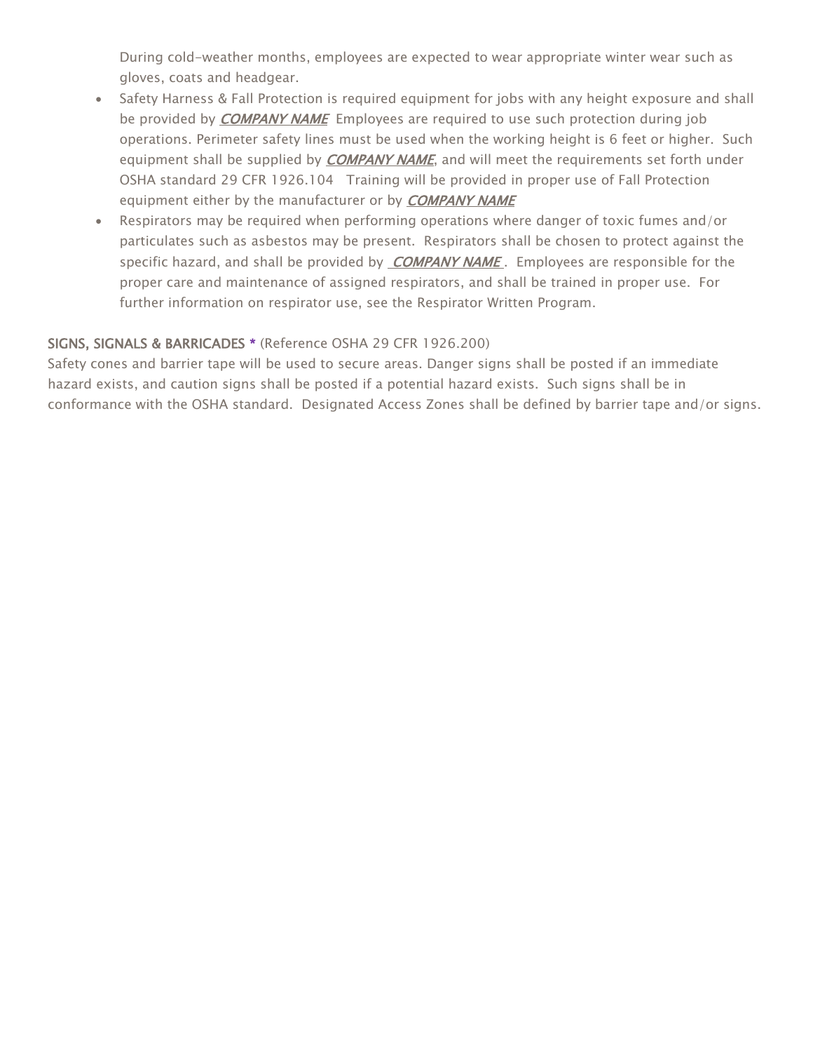During cold-weather months, employees are expected to wear appropriate winter wear such as gloves, coats and headgear.

- Safety Harness & Fall Protection is required equipment for jobs with any height exposure and shall be provided by ***COMPANY NAME*** Employees are required to use such protection during job operations. Perimeter safety lines must be used when the working height is 6 feet or higher. Such equipment shall be supplied by ***COMPANY NAME***, and will meet the requirements set forth under OSHA standard 29 CFR 1926.104 Training will be provided in proper use of Fall Protection equipment either by the manufacturer or by ***COMPANY NAME***
- Respirators may be required when performing operations where danger of toxic fumes and/or particulates such as asbestos may be present. Respirators shall be chosen to protect against the specific hazard, and shall be provided by ***COMPANY NAME***. Employees are responsible for the proper care and maintenance of assigned respirators, and shall be trained in proper use. For further information on respirator use, see the Respirator Written Program.

**SIGNS, SIGNALS & BARRICADES** * (Reference OSHA 29 CFR 1926.200)

Safety cones and barrier tape will be used to secure areas. Danger signs shall be posted if an immediate hazard exists, and caution signs shall be posted if a potential hazard exists. Such signs shall be in conformance with the OSHA standard. Designated Access Zones shall be defined by barrier tape and/or signs.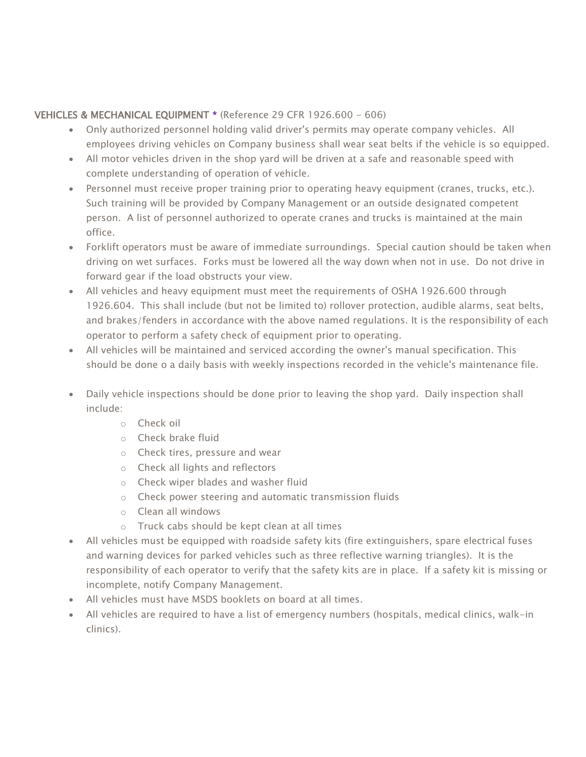**VEHICLES & MECHANICAL EQUIPMENT *** (Reference 29 CFR 1926.600 - 606)

- Only authorized personnel holding valid driver's permits may operate company vehicles. All employees driving vehicles on Company business shall wear seat belts if the vehicle is so equipped.
- All motor vehicles driven in the shop yard will be driven at a safe and reasonable speed with complete understanding of operation of vehicle.
- Personnel must receive proper training prior to operating heavy equipment (cranes, trucks, etc.). Such training will be provided by Company Management or an outside designated competent person. A list of personnel authorized to operate cranes and trucks is maintained at the main office.
- Forklift operators must be aware of immediate surroundings. Special caution should be taken when driving on wet surfaces. Forks must be lowered all the way down when not in use. Do not drive in forward gear if the load obstructs your view.
- All vehicles and heavy equipment must meet the requirements of OSHA 1926.600 through 1926.604. This shall include (but not be limited to) rollover protection, audible alarms, seat belts, and brakes/fenders in accordance with the above named regulations. It is the responsibility of each operator to perform a safety check of equipment prior to operating.
- All vehicles will be maintained and serviced according the owner's manual specification. This should be done o a daily basis with weekly inspections recorded in the vehicle's maintenance file.
- Daily vehicle inspections should be done prior to leaving the shop yard. Daily inspection shall include:
  - Check oil
  - Check brake fluid
  - Check tires, pressure and wear
  - Check all lights and reflectors
  - Check wiper blades and washer fluid
  - Check power steering and automatic transmission fluids
  - Clean all windows
  - Truck cabs should be kept clean at all times
- All vehicles must be equipped with roadside safety kits (fire extinguishers, spare electrical fuses and warning devices for parked vehicles such as three reflective warning triangles). It is the responsibility of each operator to verify that the safety kits are in place. If a safety kit is missing or incomplete, notify Company Management.
- All vehicles must have MSDS booklets on board at all times.
- All vehicles are required to have a list of emergency numbers (hospitals, medical clinics, walk-in clinics).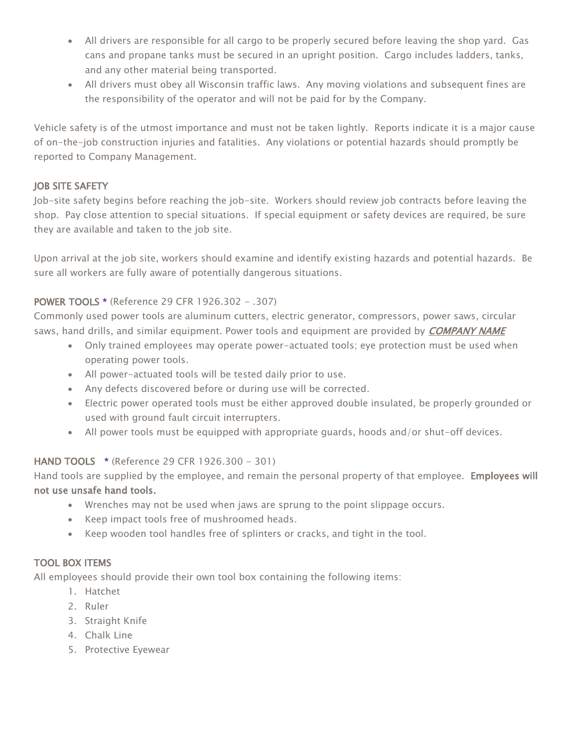- All drivers are responsible for all cargo to be properly secured before leaving the shop yard. Gas cans and propane tanks must be secured in an upright position. Cargo includes ladders, tanks, and any other material being transported.
- All drivers must obey all Wisconsin traffic laws. Any moving violations and subsequent fines are the responsibility of the operator and will not be paid for by the Company.

Vehicle safety is of the utmost importance and must not be taken lightly. Reports indicate it is a major cause of on-the-job construction injuries and fatalities. Any violations or potential hazards should promptly be reported to Company Management.

## JOB SITE SAFETY

Job-site safety begins before reaching the job-site. Workers should review job contracts before leaving the shop. Pay close attention to special situations. If special equipment or safety devices are required, be sure they are available and taken to the job site.

Upon arrival at the job site, workers should examine and identify existing hazards and potential hazards. Be sure all workers are fully aware of potentially dangerous situations.

## POWER TOOLS * (Reference 29 CFR 1926.302 - .307)

Commonly used power tools are aluminum cutters, electric generator, compressors, power saws, circular saws, hand drills, and similar equipment. Power tools and equipment are provided by ***COMPANY NAME***

- Only trained employees may operate power-actuated tools; eye protection must be used when operating power tools.
- All power-actuated tools will be tested daily prior to use.
- Any defects discovered before or during use will be corrected.
- Electric power operated tools must be either approved double insulated, be properly grounded or used with ground fault circuit interrupters.
- All power tools must be equipped with appropriate guards, hoods and/or shut-off devices.

## HAND TOOLS * (Reference 29 CFR 1926.300 - 301)

Hand tools are supplied by the employee, and remain the personal property of that employee. **Employees will not use unsafe hand tools.**

- Wrenches may not be used when jaws are sprung to the point slippage occurs.
- Keep impact tools free of mushroomed heads.
- Keep wooden tool handles free of splinters or cracks, and tight in the tool.

## TOOL BOX ITEMS

All employees should provide their own tool box containing the following items:

1. Hatchet
2. Ruler
3. Straight Knife
4. Chalk Line
5. Protective Eyewear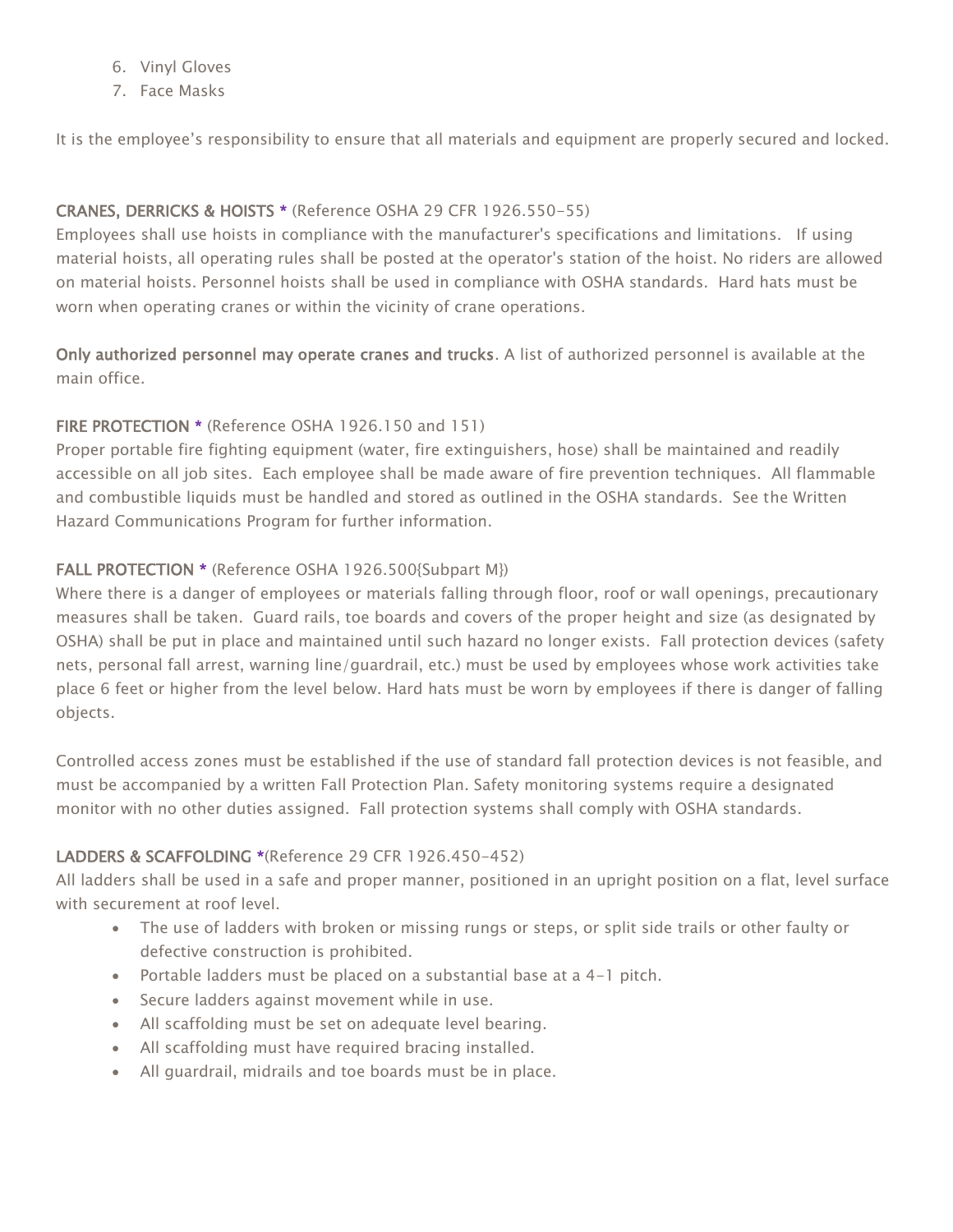6. Vinyl Gloves
7. Face Masks

It is the employee's responsibility to ensure that all materials and equipment are properly secured and locked.

**CRANES, DERRICKS & HOISTS *** (Reference OSHA 29 CFR 1926.550-55)
Employees shall use hoists in compliance with the manufacturer's specifications and limitations. If using material hoists, all operating rules shall be posted at the operator's station of the hoist. No riders are allowed on material hoists. Personnel hoists shall be used in compliance with OSHA standards. Hard hats must be worn when operating cranes or within the vicinity of crane operations.

**Only authorized personnel may operate cranes and trucks**. A list of authorized personnel is available at the main office.

**FIRE PROTECTION *** (Reference OSHA 1926.150 and 151)
Proper portable fire fighting equipment (water, fire extinguishers, hose) shall be maintained and readily accessible on all job sites. Each employee shall be made aware of fire prevention techniques. All flammable and combustible liquids must be handled and stored as outlined in the OSHA standards. See the Written Hazard Communications Program for further information.

**FALL PROTECTION *** (Reference OSHA 1926.500{Subpart M})
Where there is a danger of employees or materials falling through floor, roof or wall openings, precautionary measures shall be taken. Guard rails, toe boards and covers of the proper height and size (as designated by OSHA) shall be put in place and maintained until such hazard no longer exists. Fall protection devices (safety nets, personal fall arrest, warning line/guardrail, etc.) must be used by employees whose work activities take place 6 feet or higher from the level below. Hard hats must be worn by employees if there is danger of falling objects.

Controlled access zones must be established if the use of standard fall protection devices is not feasible, and must be accompanied by a written Fall Protection Plan. Safety monitoring systems require a designated monitor with no other duties assigned. Fall protection systems shall comply with OSHA standards.

**LADDERS & SCAFFOLDING ***(Reference 29 CFR 1926.450-452)
All ladders shall be used in a safe and proper manner, positioned in an upright position on a flat, level surface with securement at roof level.

- The use of ladders with broken or missing rungs or steps, or split side trails or other faulty or defective construction is prohibited.
- Portable ladders must be placed on a substantial base at a 4-1 pitch.
- Secure ladders against movement while in use.
- All scaffolding must be set on adequate level bearing.
- All scaffolding must have required bracing installed.
- All guardrail, midrails and toe boards must be in place.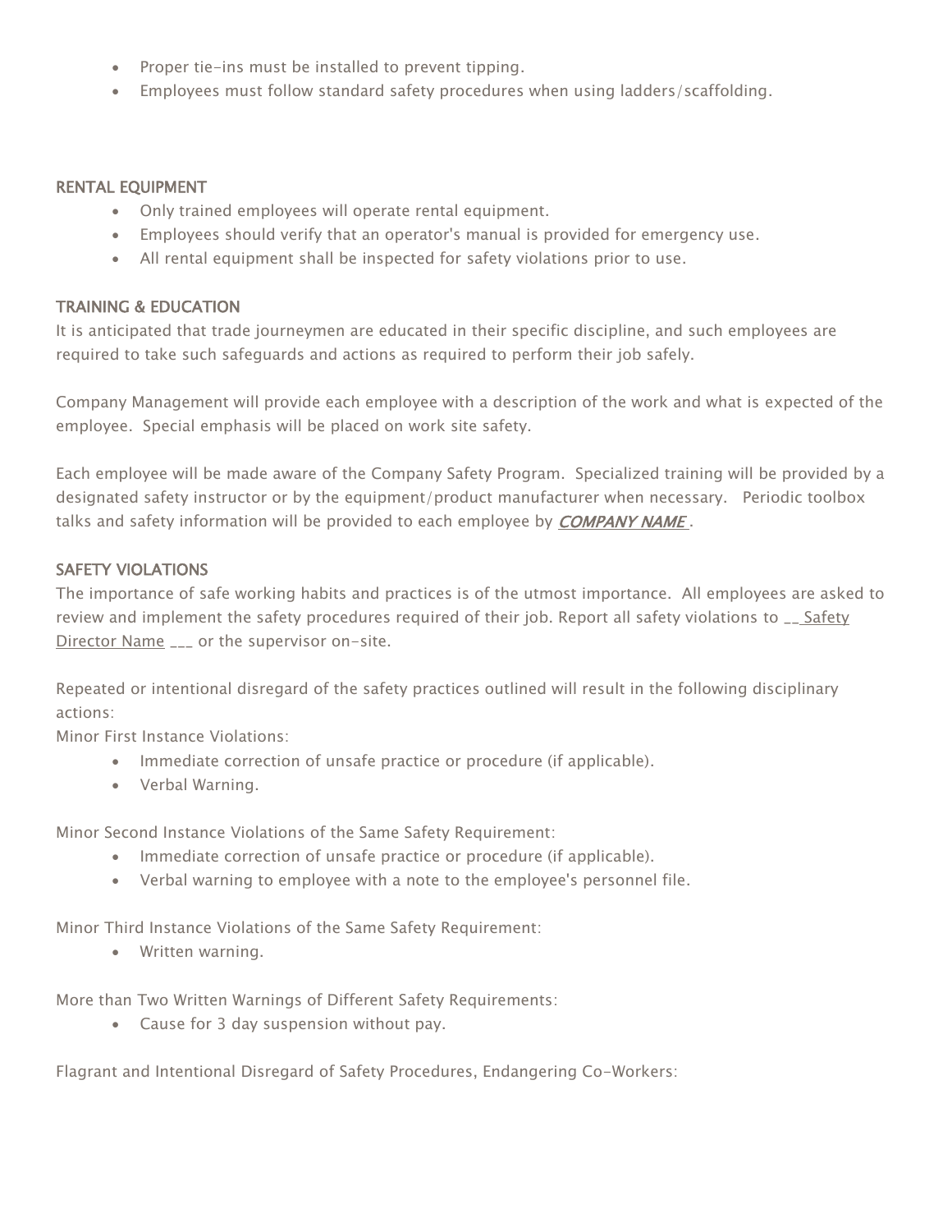- Proper tie-ins must be installed to prevent tipping.
- Employees must follow standard safety procedures when using ladders/scaffolding.

## RENTAL EQUIPMENT

- Only trained employees will operate rental equipment.
- Employees should verify that an operator's manual is provided for emergency use.
- All rental equipment shall be inspected for safety violations prior to use.

## TRAINING & EDUCATION

It is anticipated that trade journeymen are educated in their specific discipline, and such employees are required to take such safeguards and actions as required to perform their job safely.

Company Management will provide each employee with a description of the work and what is expected of the employee. Special emphasis will be placed on work site safety.

Each employee will be made aware of the Company Safety Program. Specialized training will be provided by a designated safety instructor or by the equipment/product manufacturer when necessary. Periodic toolbox talks and safety information will be provided to each employee by ***COMPANY NAME*** .

## SAFETY VIOLATIONS

The importance of safe working habits and practices is of the utmost importance. All employees are asked to review and implement the safety procedures required of their job. Report all safety violations to __ Safety Director Name ___ or the supervisor on-site.

Repeated or intentional disregard of the safety practices outlined will result in the following disciplinary actions:

Minor First Instance Violations:

- Immediate correction of unsafe practice or procedure (if applicable).
- Verbal Warning.

Minor Second Instance Violations of the Same Safety Requirement:

- Immediate correction of unsafe practice or procedure (if applicable).
- Verbal warning to employee with a note to the employee's personnel file.

Minor Third Instance Violations of the Same Safety Requirement:

- Written warning.

More than Two Written Warnings of Different Safety Requirements:

- Cause for 3 day suspension without pay.

Flagrant and Intentional Disregard of Safety Procedures, Endangering Co-Workers: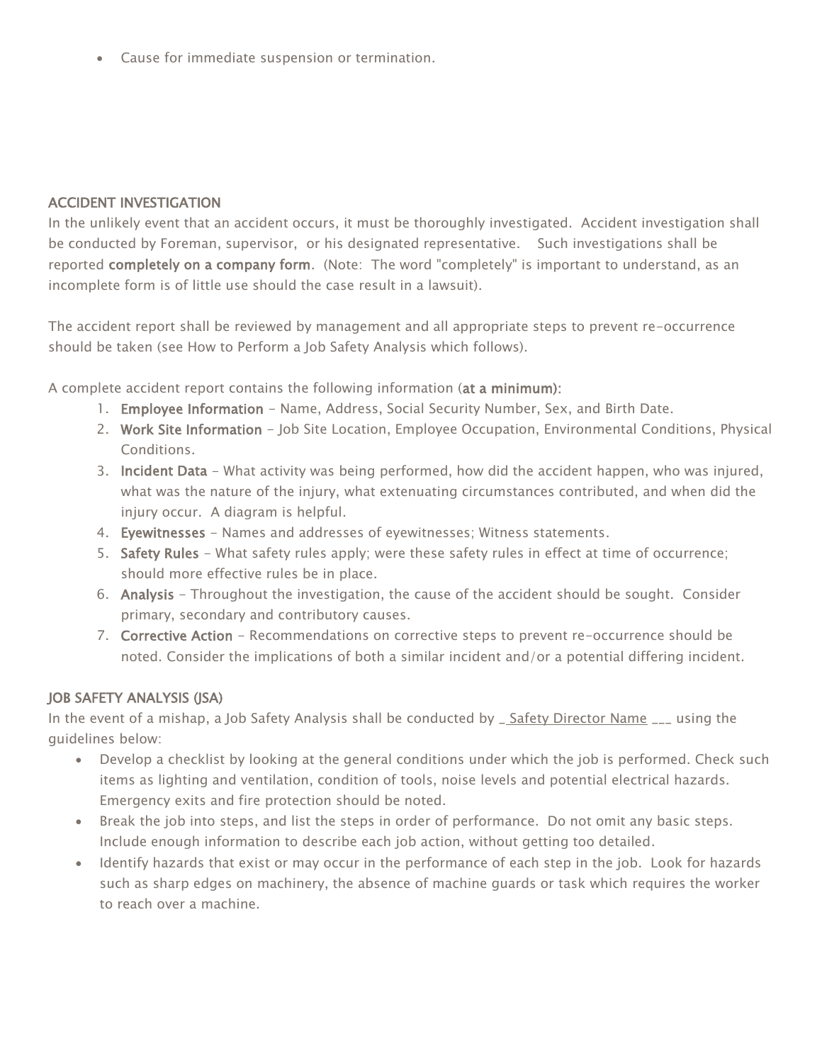- Cause for immediate suspension or termination.

## ACCIDENT INVESTIGATION

In the unlikely event that an accident occurs, it must be thoroughly investigated. Accident investigation shall be conducted by Foreman, supervisor, or his designated representative. Such investigations shall be reported **completely on a company form**. (Note: The word "completely" is important to understand, as an incomplete form is of little use should the case result in a lawsuit).

The accident report shall be reviewed by management and all appropriate steps to prevent re-occurrence should be taken (see How to Perform a Job Safety Analysis which follows).

A complete accident report contains the following information (**at a minimum**):

1. **Employee Information** - Name, Address, Social Security Number, Sex, and Birth Date.
2. **Work Site Information** - Job Site Location, Employee Occupation, Environmental Conditions, Physical Conditions.
3. **Incident Data** - What activity was being performed, how did the accident happen, who was injured, what was the nature of the injury, what extenuating circumstances contributed, and when did the injury occur. A diagram is helpful.
4. **Eyewitnesses** - Names and addresses of eyewitnesses; Witness statements.
5. **Safety Rules** - What safety rules apply; were these safety rules in effect at time of occurrence; should more effective rules be in place.
6. **Analysis** - Throughout the investigation, the cause of the accident should be sought. Consider primary, secondary and contributory causes.
7. **Corrective Action** - Recommendations on corrective steps to prevent re-occurrence should be noted. Consider the implications of both a similar incident and/or a potential differing incident.

## JOB SAFETY ANALYSIS (JSA)

In the event of a mishap, a Job Safety Analysis shall be conducted by _ Safety Director Name ___ using the guidelines below:

- Develop a checklist by looking at the general conditions under which the job is performed. Check such items as lighting and ventilation, condition of tools, noise levels and potential electrical hazards. Emergency exits and fire protection should be noted.
- Break the job into steps, and list the steps in order of performance. Do not omit any basic steps. Include enough information to describe each job action, without getting too detailed.
- Identify hazards that exist or may occur in the performance of each step in the job. Look for hazards such as sharp edges on machinery, the absence of machine guards or task which requires the worker to reach over a machine.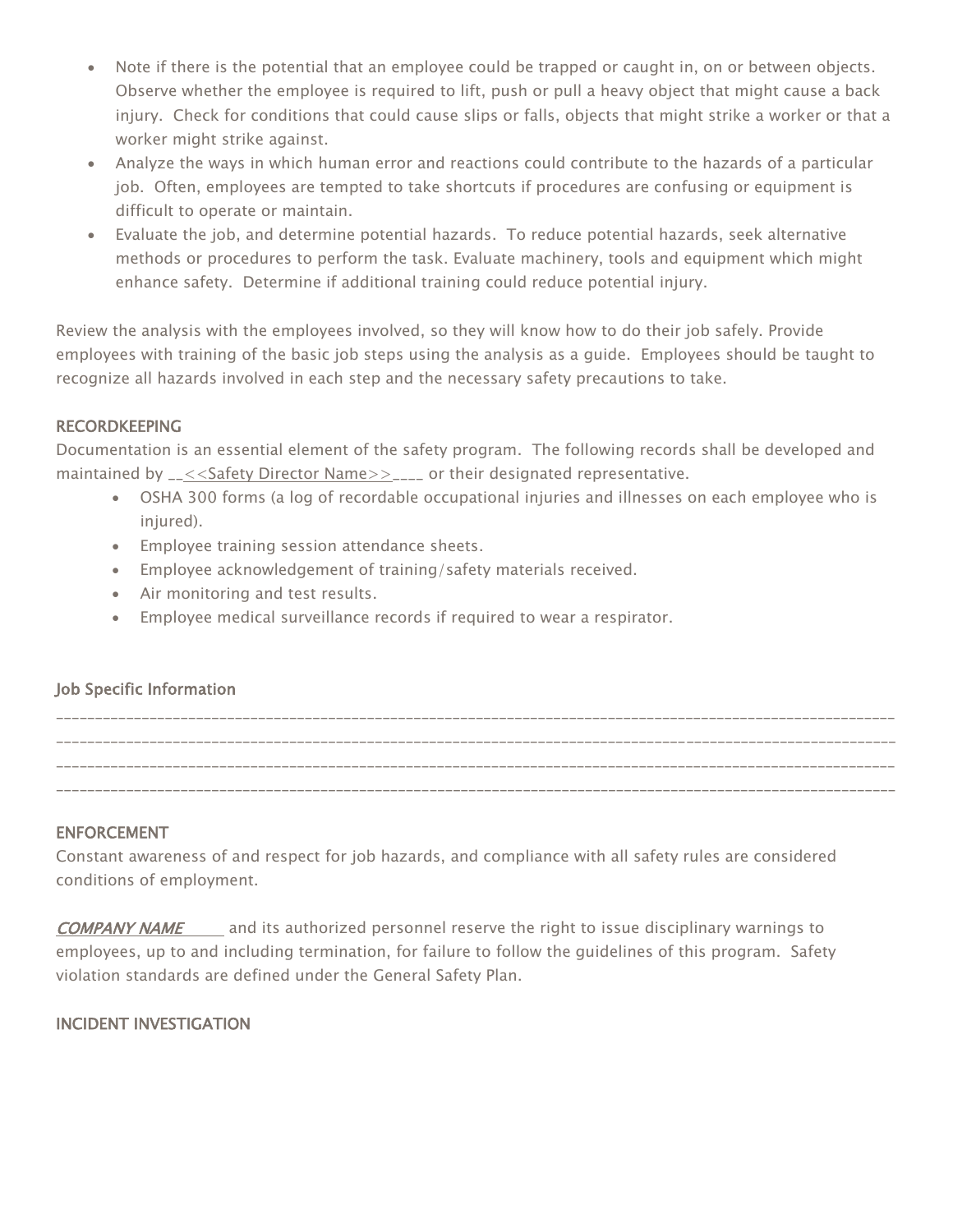- Note if there is the potential that an employee could be trapped or caught in, on or between objects. Observe whether the employee is required to lift, push or pull a heavy object that might cause a back injury. Check for conditions that could cause slips or falls, objects that might strike a worker or that a worker might strike against.
- Analyze the ways in which human error and reactions could contribute to the hazards of a particular job. Often, employees are tempted to take shortcuts if procedures are confusing or equipment is difficult to operate or maintain.
- Evaluate the job, and determine potential hazards. To reduce potential hazards, seek alternative methods or procedures to perform the task. Evaluate machinery, tools and equipment which might enhance safety. Determine if additional training could reduce potential injury.

Review the analysis with the employees involved, so they will know how to do their job safely. Provide employees with training of the basic job steps using the analysis as a guide. Employees should be taught to recognize all hazards involved in each step and the necessary safety precautions to take.

## RECORDKEEPING

Documentation is an essential element of the safety program. The following records shall be developed and maintained by __<<Safety Director Name>>____ or their designated representative.

- OSHA 300 forms (a log of recordable occupational injuries and illnesses on each employee who is injured).
- Employee training session attendance sheets.
- Employee acknowledgement of training/safety materials received.
- Air monitoring and test results.
- Employee medical surveillance records if required to wear a respirator.

## Job Specific Information

____________________________________________________________________________________________________________
____________________________________________________________________________________________________________
____________________________________________________________________________________________________________
____________________________________________________________________________________________________________

## ENFORCEMENT

Constant awareness of and respect for job hazards, and compliance with all safety rules are considered conditions of employment.

*COMPANY NAME* and its authorized personnel reserve the right to issue disciplinary warnings to employees, up to and including termination, for failure to follow the guidelines of this program. Safety violation standards are defined under the General Safety Plan.

## INCIDENT INVESTIGATION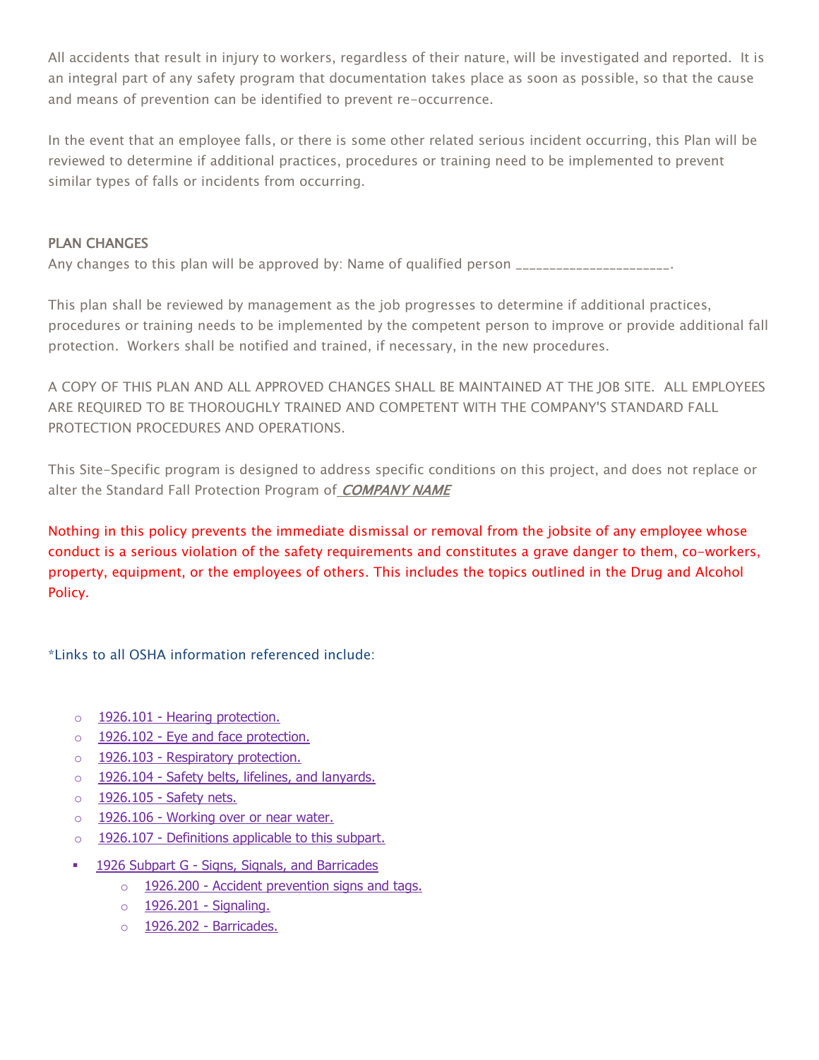All accidents that result in injury to workers, regardless of their nature, will be investigated and reported. It is an integral part of any safety program that documentation takes place as soon as possible, so that the cause and means of prevention can be identified to prevent re-occurrence.

In the event that an employee falls, or there is some other related serious incident occurring, this Plan will be reviewed to determine if additional practices, procedures or training need to be implemented to prevent similar types of falls or incidents from occurring.

## PLAN CHANGES

Any changes to this plan will be approved by: Name of qualified person ______________________.

This plan shall be reviewed by management as the job progresses to determine if additional practices, procedures or training needs to be implemented by the competent person to improve or provide additional fall protection. Workers shall be notified and trained, if necessary, in the new procedures.

A COPY OF THIS PLAN AND ALL APPROVED CHANGES SHALL BE MAINTAINED AT THE JOB SITE. ALL EMPLOYEES ARE REQUIRED TO BE THOROUGHLY TRAINED AND COMPETENT WITH THE COMPANY'S STANDARD FALL PROTECTION PROCEDURES AND OPERATIONS.

This Site-Specific program is designed to address specific conditions on this project, and does not replace or alter the Standard Fall Protection Program of ***COMPANY NAME***

Nothing in this policy prevents the immediate dismissal or removal from the jobsite of any employee whose conduct is a serious violation of the safety requirements and constitutes a grave danger to them, co-workers, property, equipment, or the employees of others. This includes the topics outlined in the Drug and Alcohol Policy.

*Links to all OSHA information referenced include:

- 1926.101 - Hearing protection.
- 1926.102 - Eye and face protection.
- 1926.103 - Respiratory protection.
- 1926.104 - Safety belts, lifelines, and lanyards.
- 1926.105 - Safety nets.
- 1926.106 - Working over or near water.
- 1926.107 - Definitions applicable to this subpart.

- 1926 Subpart G - Signs, Signals, and Barricades
  - 1926.200 - Accident prevention signs and tags.
  - 1926.201 - Signaling.
  - 1926.202 - Barricades.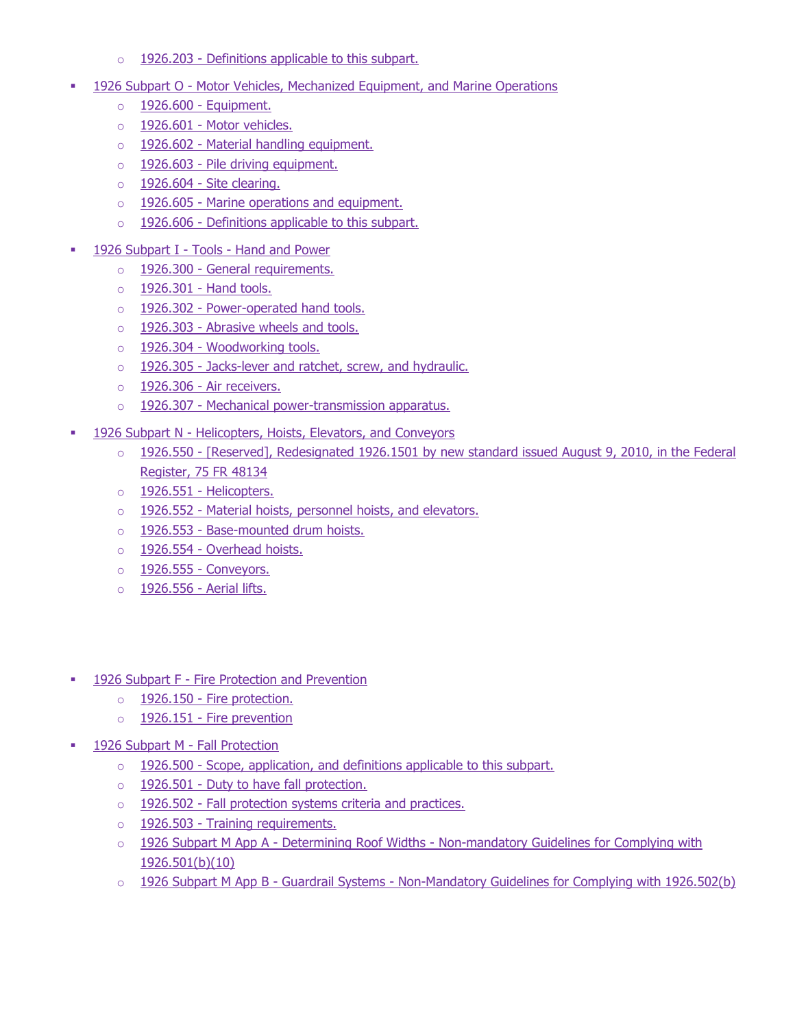- 1926.203 - Definitions applicable to this subpart.

- 1926 Subpart O - Motor Vehicles, Mechanized Equipment, and Marine Operations
  - 1926.600 - Equipment.
  - 1926.601 - Motor vehicles.
  - 1926.602 - Material handling equipment.
  - 1926.603 - Pile driving equipment.
  - 1926.604 - Site clearing.
  - 1926.605 - Marine operations and equipment.
  - 1926.606 - Definitions applicable to this subpart.

- 1926 Subpart I - Tools - Hand and Power
  - 1926.300 - General requirements.
  - 1926.301 - Hand tools.
  - 1926.302 - Power-operated hand tools.
  - 1926.303 - Abrasive wheels and tools.
  - 1926.304 - Woodworking tools.
  - 1926.305 - Jacks-lever and ratchet, screw, and hydraulic.
  - 1926.306 - Air receivers.
  - 1926.307 - Mechanical power-transmission apparatus.

- 1926 Subpart N - Helicopters, Hoists, Elevators, and Conveyors
  - 1926.550 - [Reserved], Redesignated 1926.1501 by new standard issued August 9, 2010, in the Federal Register, 75 FR 48134
  - 1926.551 - Helicopters.
  - 1926.552 - Material hoists, personnel hoists, and elevators.
  - 1926.553 - Base-mounted drum hoists.
  - 1926.554 - Overhead hoists.
  - 1926.555 - Conveyors.
  - 1926.556 - Aerial lifts.

- 1926 Subpart F - Fire Protection and Prevention
  - 1926.150 - Fire protection.
  - 1926.151 - Fire prevention

- 1926 Subpart M - Fall Protection
  - 1926.500 - Scope, application, and definitions applicable to this subpart.
  - 1926.501 - Duty to have fall protection.
  - 1926.502 - Fall protection systems criteria and practices.
  - 1926.503 - Training requirements.
  - 1926 Subpart M App A - Determining Roof Widths - Non-mandatory Guidelines for Complying with 1926.501(b)(10)
  - 1926 Subpart M App B - Guardrail Systems - Non-Mandatory Guidelines for Complying with 1926.502(b)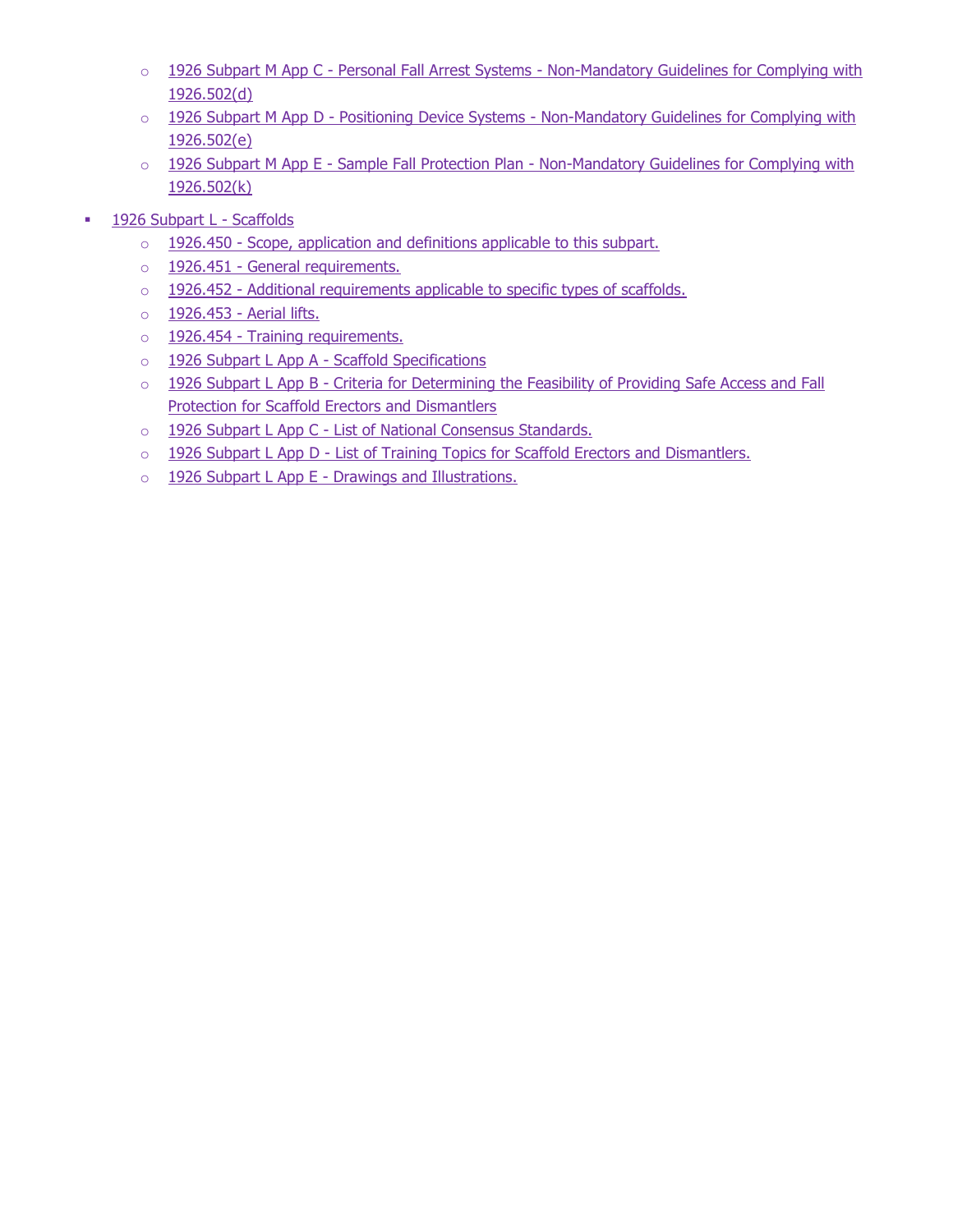- 1926 Subpart M App C - Personal Fall Arrest Systems - Non-Mandatory Guidelines for Complying with 1926.502(d)
  - 1926 Subpart M App D - Positioning Device Systems - Non-Mandatory Guidelines for Complying with 1926.502(e)
  - 1926 Subpart M App E - Sample Fall Protection Plan - Non-Mandatory Guidelines for Complying with 1926.502(k)

- 1926 Subpart L - Scaffolds
  - 1926.450 - Scope, application and definitions applicable to this subpart.
  - 1926.451 - General requirements.
  - 1926.452 - Additional requirements applicable to specific types of scaffolds.
  - 1926.453 - Aerial lifts.
  - 1926.454 - Training requirements.
  - 1926 Subpart L App A - Scaffold Specifications
  - 1926 Subpart L App B - Criteria for Determining the Feasibility of Providing Safe Access and Fall Protection for Scaffold Erectors and Dismantlers
  - 1926 Subpart L App C - List of National Consensus Standards.
  - 1926 Subpart L App D - List of Training Topics for Scaffold Erectors and Dismantlers.
  - 1926 Subpart L App E - Drawings and Illustrations.